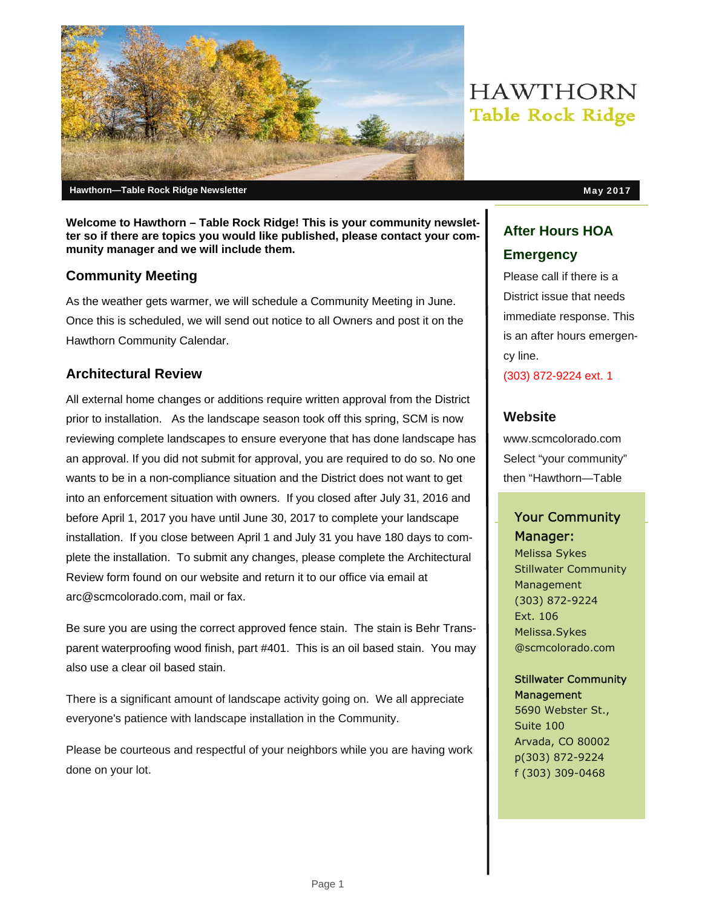# HAWTHORN
## Table Rock Ridge

**Hawthorn—Table Rock Ridge Newsletter** **May 2017**

**Welcome to Hawthorn – Table Rock Ridge! This is your community newsletter so if there are topics you would like published, please contact your community manager and we will include them.**

### Community Meeting

As the weather gets warmer, we will schedule a Community Meeting in June. Once this is scheduled, we will send out notice to all Owners and post it on the Hawthorn Community Calendar.

### Architectural Review

All external home changes or additions require written approval from the District prior to installation. As the landscape season took off this spring, SCM is now reviewing complete landscapes to ensure everyone that has done landscape has an approval. If you did not submit for approval, you are required to do so. No one wants to be in a non-compliance situation and the District does not want to get into an enforcement situation with owners. If you closed after July 31, 2016 and before April 1, 2017 you have until June 30, 2017 to complete your landscape installation. If you close between April 1 and July 31 you have 180 days to complete the installation. To submit any changes, please complete the Architectural Review form found on our website and return it to our office via email at arc@scmcolorado.com, mail or fax.

Be sure you are using the correct approved fence stain. The stain is Behr Transparent waterproofing wood finish, part #401. This is an oil based stain. You may also use a clear oil based stain.

There is a significant amount of landscape activity going on. We all appreciate everyone's patience with landscape installation in the Community.

Please be courteous and respectful of your neighbors while you are having work done on your lot.

### After Hours HOA Emergency

Please call if there is a District issue that needs immediate response. This is an after hours emergency line.

(303) 872-9224 ext. 1

### Website

www.scmcolorado.com
Select "your community" then "Hawthorn—Table

### Your Community Manager:

Melissa Sykes
Stillwater Community Management
(303) 872-9224
Ext. 106
Melissa.Sykes
@scmcolorado.com

Stillwater Community Management
5690 Webster St.,
Suite 100
Arvada, CO 80002
p(303) 872-9224
f (303) 309-0468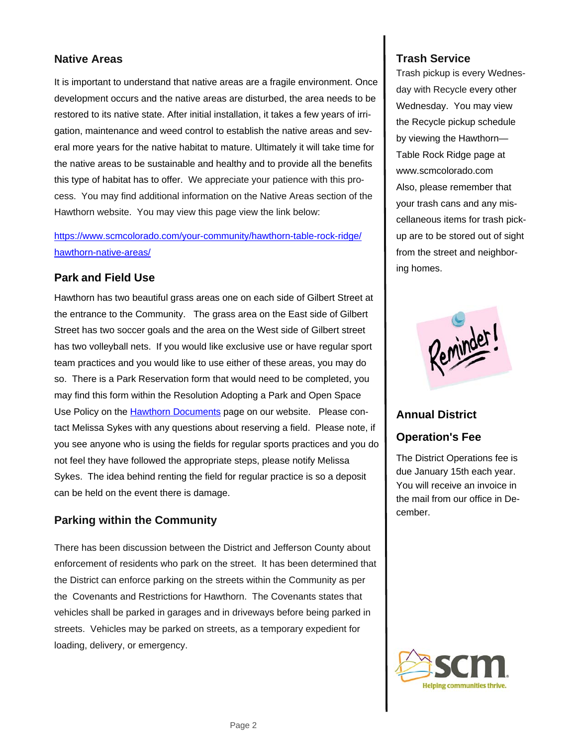## Native Areas

It is important to understand that native areas are a fragile environment. Once development occurs and the native areas are disturbed, the area needs to be restored to its native state. After initial installation, it takes a few years of irrigation, maintenance and weed control to establish the native areas and several more years for the native habitat to mature. Ultimately it will take time for the native areas to be sustainable and healthy and to provide all the benefits this type of habitat has to offer. We appreciate your patience with this process. You may find additional information on the Native Areas section of the Hawthorn website. You may view this page view the link below:

[https://www.scmcolorado.com/your-community/hawthorn-table-rock-ridge/hawthorn-native-areas/](https://www.scmcolorado.com/your-community/hawthorn-table-rock-ridge/hawthorn-native-areas/)

## Park and Field Use

Hawthorn has two beautiful grass areas one on each side of Gilbert Street at the entrance to the Community. The grass area on the East side of Gilbert Street has two soccer goals and the area on the West side of Gilbert street has two volleyball nets. If you would like exclusive use or have regular sport team practices and you would like to use either of these areas, you may do so. There is a Park Reservation form that would need to be completed, you may find this form within the Resolution Adopting a Park and Open Space Use Policy on the Hawthorn Documents page on our website. Please contact Melissa Sykes with any questions about reserving a field. Please note, if you see anyone who is using the fields for regular sports practices and you do not feel they have followed the appropriate steps, please notify Melissa Sykes. The idea behind renting the field for regular practice is so a deposit can be held on the event there is damage.

## Parking within the Community

There has been discussion between the District and Jefferson County about enforcement of residents who park on the street. It has been determined that the District can enforce parking on the streets within the Community as per the Covenants and Restrictions for Hawthorn. The Covenants states that vehicles shall be parked in garages and in driveways before being parked in streets. Vehicles may be parked on streets, as a temporary expedient for loading, delivery, or emergency.

## Trash Service

Trash pickup is every Wednesday with Recycle every other Wednesday. You may view the Recycle pickup schedule by viewing the Hawthorn—Table Rock Ridge page at www.scmcolorado.com

Also, please remember that your trash cans and any miscellaneous items for trash pickup are to be stored out of sight from the street and neighboring homes.

## Annual District Operation's Fee

The District Operations fee is due January 15th each year. You will receive an invoice in the mail from our office in December.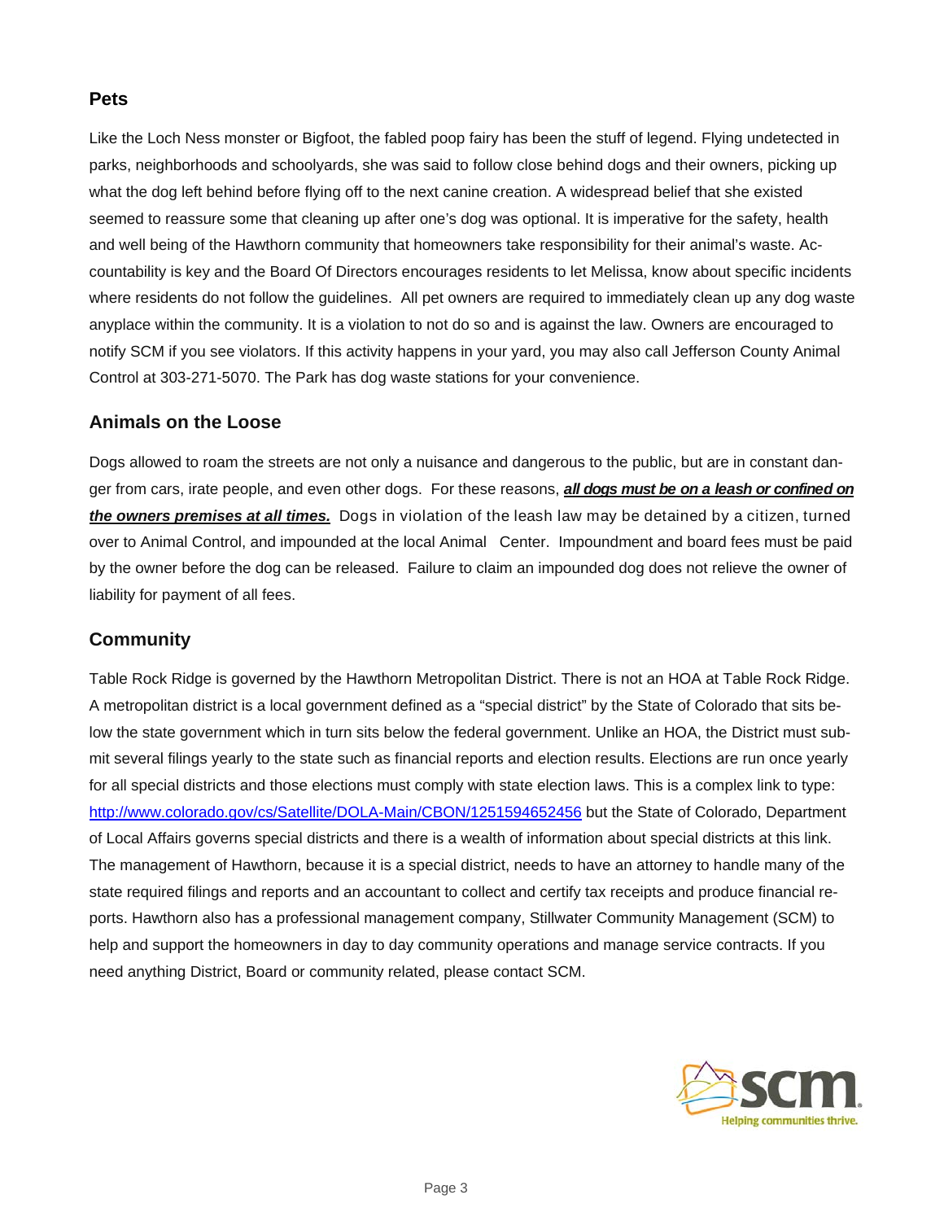## Pets

Like the Loch Ness monster or Bigfoot, the fabled poop fairy has been the stuff of legend. Flying undetected in parks, neighborhoods and schoolyards, she was said to follow close behind dogs and their owners, picking up what the dog left behind before flying off to the next canine creation. A widespread belief that she existed seemed to reassure some that cleaning up after one's dog was optional. It is imperative for the safety, health and well being of the Hawthorn community that homeowners take responsibility for their animal's waste. Accountability is key and the Board Of Directors encourages residents to let Melissa, know about specific incidents where residents do not follow the guidelines. All pet owners are required to immediately clean up any dog waste anyplace within the community. It is a violation to not do so and is against the law. Owners are encouraged to notify SCM if you see violators. If this activity happens in your yard, you may also call Jefferson County Animal Control at 303-271-5070. The Park has dog waste stations for your convenience.

## Animals on the Loose

Dogs allowed to roam the streets are not only a nuisance and dangerous to the public, but are in constant danger from cars, irate people, and even other dogs. For these reasons, ***all dogs must be on a leash or confined on the owners premises at all times.*** Dogs in violation of the leash law may be detained by a citizen, turned over to Animal Control, and impounded at the local Animal Center. Impoundment and board fees must be paid by the owner before the dog can be released. Failure to claim an impounded dog does not relieve the owner of liability for payment of all fees.

## Community

Table Rock Ridge is governed by the Hawthorn Metropolitan District. There is not an HOA at Table Rock Ridge. A metropolitan district is a local government defined as a "special district" by the State of Colorado that sits below the state government which in turn sits below the federal government. Unlike an HOA, the District must submit several filings yearly to the state such as financial reports and election results. Elections are run once yearly for all special districts and those elections must comply with state election laws. This is a complex link to type: http://www.colorado.gov/cs/Satellite/DOLA-Main/CBON/1251594652456 but the State of Colorado, Department of Local Affairs governs special districts and there is a wealth of information about special districts at this link. The management of Hawthorn, because it is a special district, needs to have an attorney to handle many of the state required filings and reports and an accountant to collect and certify tax receipts and produce financial reports. Hawthorn also has a professional management company, Stillwater Community Management (SCM) to help and support the homeowners in day to day community operations and manage service contracts. If you need anything District, Board or community related, please contact SCM.

scm

Helping communities thrive.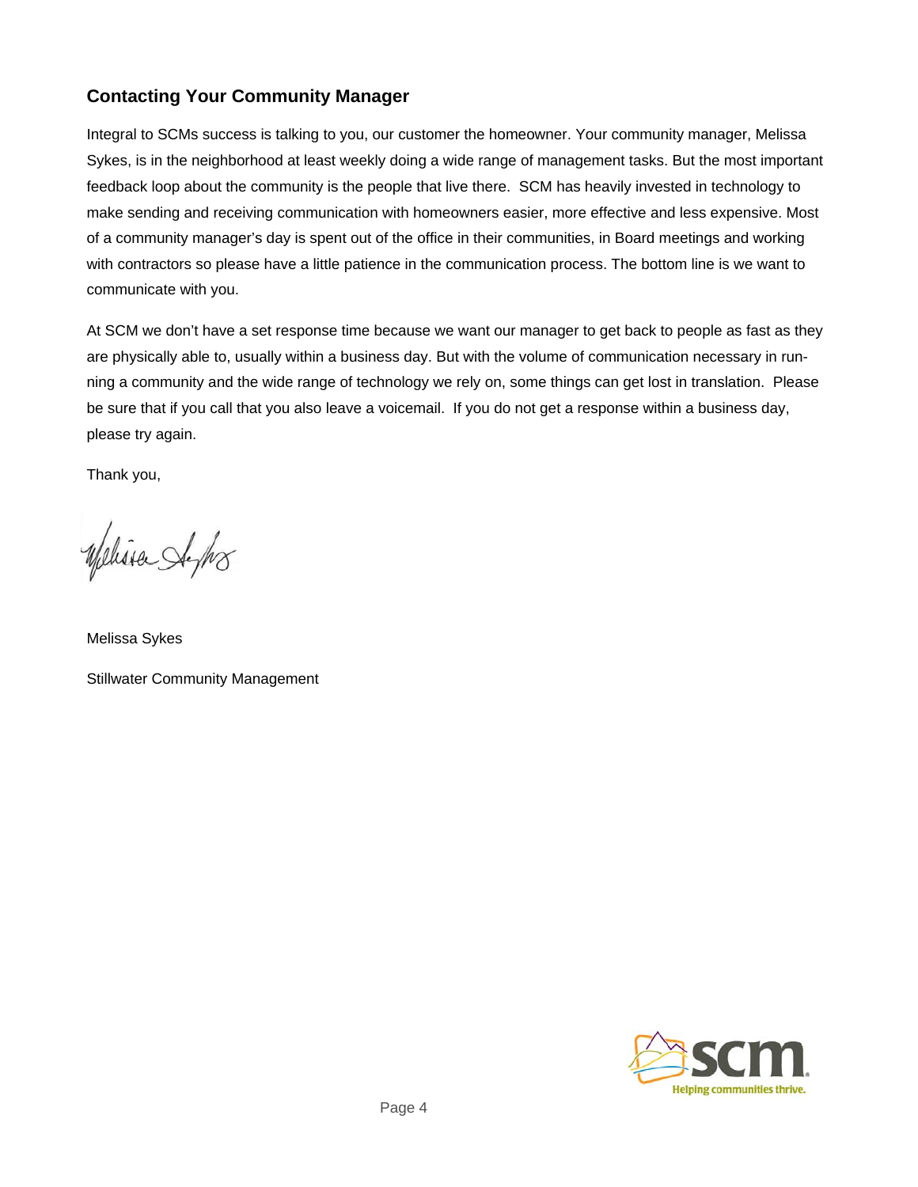## Contacting Your Community Manager

Integral to SCMs success is talking to you, our customer the homeowner. Your community manager, Melissa Sykes, is in the neighborhood at least weekly doing a wide range of management tasks. But the most important feedback loop about the community is the people that live there. SCM has heavily invested in technology to make sending and receiving communication with homeowners easier, more effective and less expensive. Most of a community manager's day is spent out of the office in their communities, in Board meetings and working with contractors so please have a little patience in the communication process. The bottom line is we want to communicate with you.

At SCM we don't have a set response time because we want our manager to get back to people as fast as they are physically able to, usually within a business day. But with the volume of communication necessary in running a community and the wide range of technology we rely on, some things can get lost in translation. Please be sure that if you call that you also leave a voicemail. If you do not get a response within a business day, please try again.

Thank you,

Melissa Sykes

Stillwater Community Management

scm

Helping communities thrive.